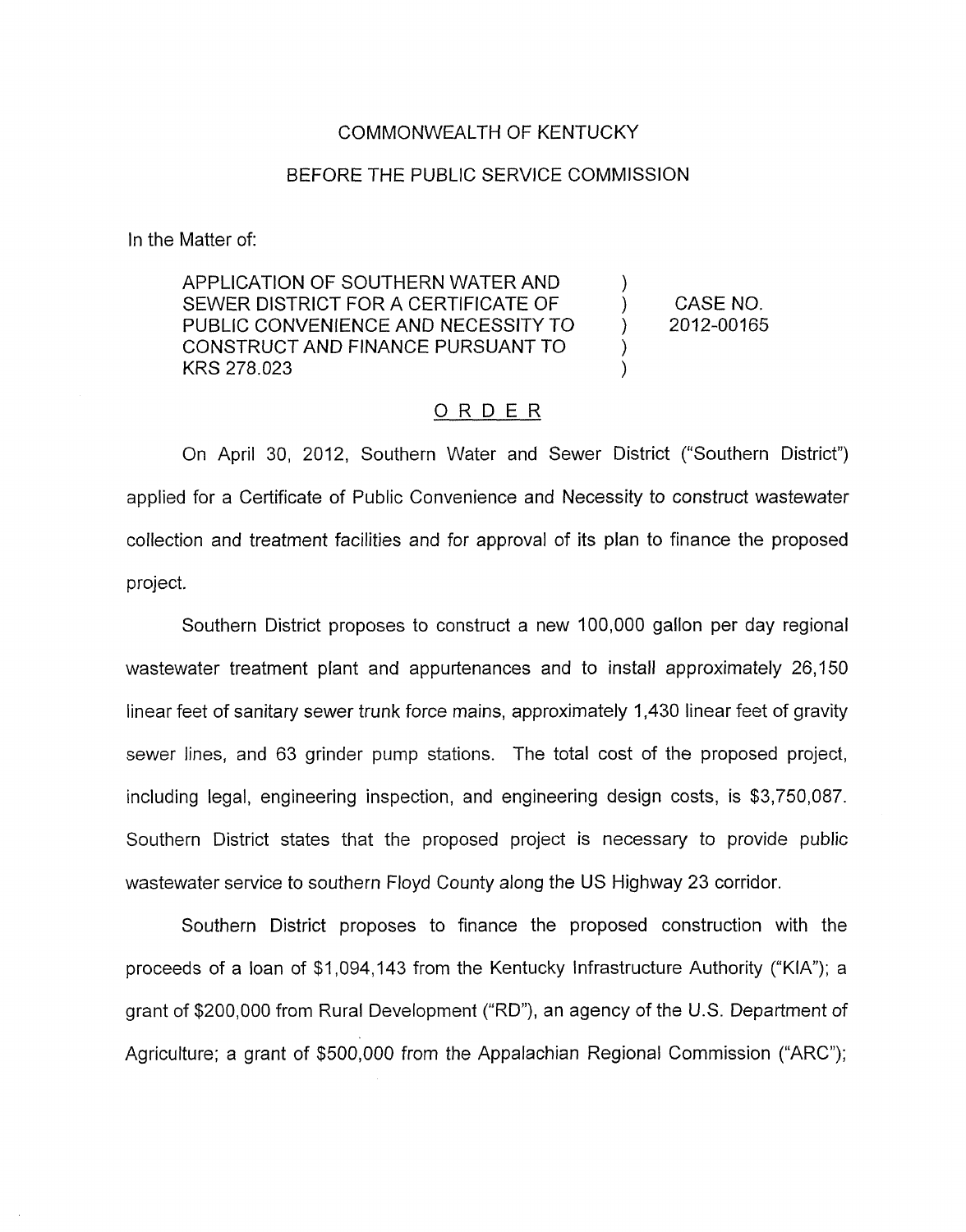COMMONWEALTH OF KENTUCKY

BEFORE THE PUBLIC SERVICE COMMISSION

In the Matter of:

| | | |
|---|---|---|
| APPLICATION OF SOUTHERN WATER AND SEWER DISTRICT FOR A CERTIFICATE OF PUBLIC CONVENIENCE AND NECESSITY TO CONSTRUCT AND FINANCE PURSUANT TO KRS 278.023 | ) ) ) ) ) | CASE NO. 2012-00165 |

## ORDER

On April 30, 2012, Southern Water and Sewer District ("Southern District") applied for a Certificate of Public Convenience and Necessity to construct wastewater collection and treatment facilities and for approval of its plan to finance the proposed project.

Southern District proposes to construct a new 100,000 gallon per day regional wastewater treatment plant and appurtenances and to install approximately 26,150 linear feet of sanitary sewer trunk force mains, approximately 1,430 linear feet of gravity sewer lines, and 63 grinder pump stations. The total cost of the proposed project, including legal, engineering inspection, and engineering design costs, is $3,750,087. Southern District states that the proposed project is necessary to provide public wastewater service to southern Floyd County along the US Highway 23 corridor.

Southern District proposes to finance the proposed construction with the proceeds of a loan of $1,094,143 from the Kentucky Infrastructure Authority ("KIA"); a grant of $200,000 from Rural Development ("RD"), an agency of the U.S. Department of Agriculture; a grant of $500,000 from the Appalachian Regional Commission ("ARC");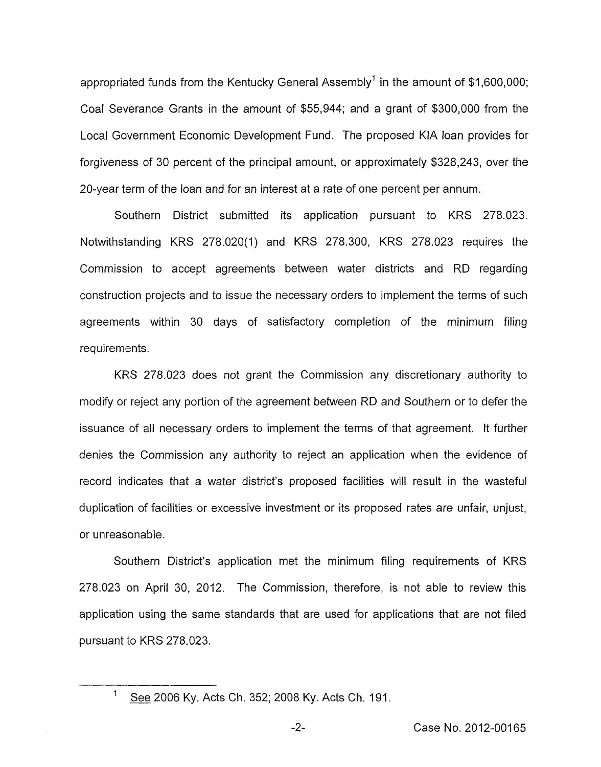appropriated funds from the Kentucky General Assembly[1] in the amount of $1,600,000; Coal Severance Grants in the amount of $55,944; and a grant of $300,000 from the Local Government Economic Development Fund. The proposed KIA loan provides for forgiveness of 30 percent of the principal amount, or approximately $328,243, over the 20-year term of the loan and for an interest at a rate of one percent per annum.

Southern District submitted its application pursuant to KRS 278.023. Notwithstanding KRS 278.020(1) and KRS 278.300, KRS 278.023 requires the Commission to accept agreements between water districts and RD regarding construction projects and to issue the necessary orders to implement the terms of such agreements within 30 days of satisfactory completion of the minimum filing requirements.

KRS 278.023 does not grant the Commission any discretionary authority to modify or reject any portion of the agreement between RD and Southern or to defer the issuance of all necessary orders to implement the terms of that agreement. It further denies the Commission any authority to reject an application when the evidence of record indicates that a water district's proposed facilities will result in the wasteful duplication of facilities or excessive investment or its proposed rates are unfair, unjust, or unreasonable.

Southern District's application met the minimum filing requirements of KRS 278.023 on April 30, 2012. The Commission, therefore, is not able to review this application using the same standards that are used for applications that are not filed pursuant to KRS 278.023.

---

[1] See 2006 Ky. Acts Ch. 352; 2008 Ky. Acts Ch. 191.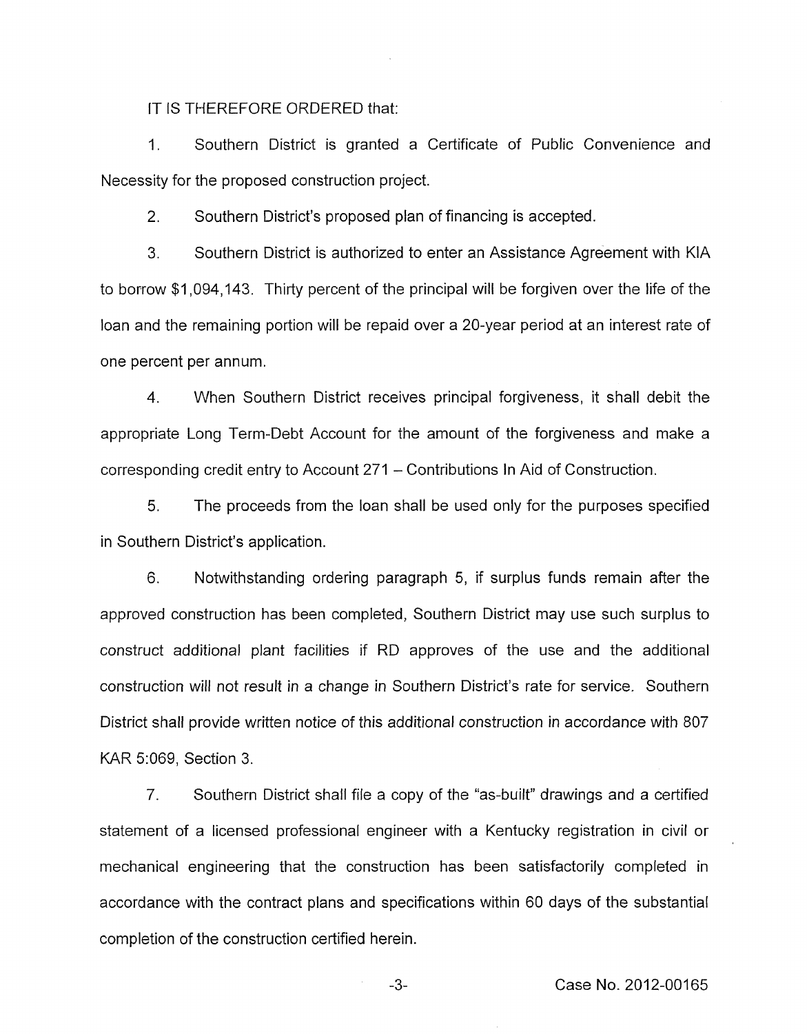IT IS THEREFORE ORDERED that:

1. Southern District is granted a Certificate of Public Convenience and Necessity for the proposed construction project.

2. Southern District's proposed plan of financing is accepted.

3. Southern District is authorized to enter an Assistance Agreement with KIA to borrow $1,094,143. Thirty percent of the principal will be forgiven over the life of the loan and the remaining portion will be repaid over a 20-year period at an interest rate of one percent per annum.

4. When Southern District receives principal forgiveness, it shall debit the appropriate Long Term-Debt Account for the amount of the forgiveness and make a corresponding credit entry to Account 271 – Contributions In Aid of Construction.

5. The proceeds from the loan shall be used only for the purposes specified in Southern District's application.

6. Notwithstanding ordering paragraph 5, if surplus funds remain after the approved construction has been completed, Southern District may use such surplus to construct additional plant facilities if RD approves of the use and the additional construction will not result in a change in Southern District's rate for service. Southern District shall provide written notice of this additional construction in accordance with 807 KAR 5:069, Section 3.

7. Southern District shall file a copy of the "as-built" drawings and a certified statement of a licensed professional engineer with a Kentucky registration in civil or mechanical engineering that the construction has been satisfactorily completed in accordance with the contract plans and specifications within 60 days of the substantial completion of the construction certified herein.

Case No. 2012-00165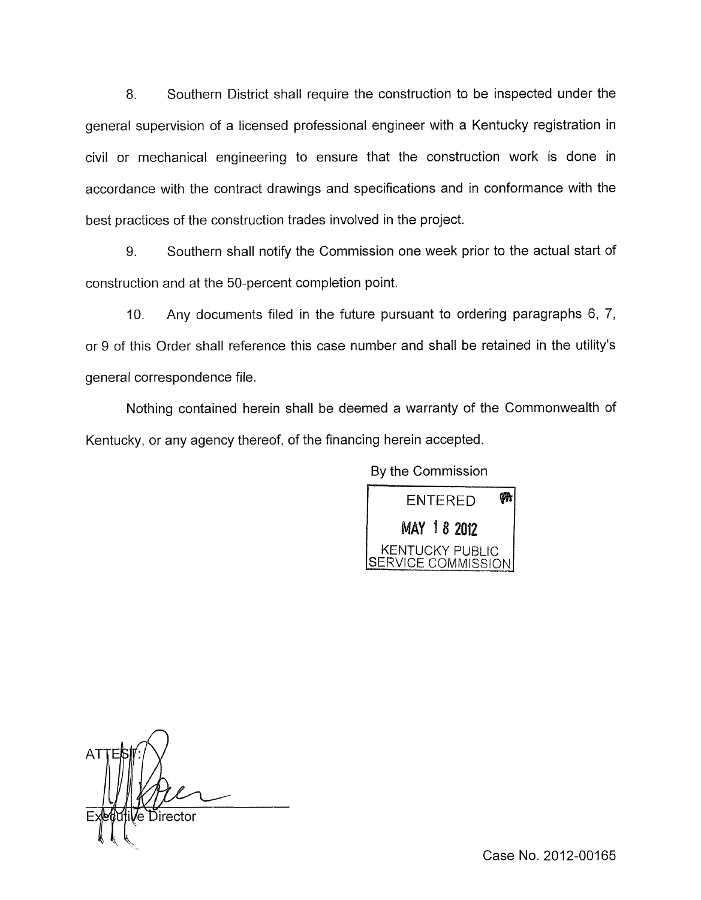8. Southern District shall require the construction to be inspected under the general supervision of a licensed professional engineer with a Kentucky registration in civil or mechanical engineering to ensure that the construction work is done in accordance with the contract drawings and specifications and in conformance with the best practices of the construction trades involved in the project.

9. Southern shall notify the Commission one week prior to the actual start of construction and at the 50-percent completion point.

10. Any documents filed in the future pursuant to ordering paragraphs 6, 7, or 9 of this Order shall reference this case number and shall be retained in the utility's general correspondence file.

Nothing contained herein shall be deemed a warranty of the Commonwealth of Kentucky, or any agency thereof, of the financing herein accepted.

By the Commission

ENTERED
MAY 18 2012
KENTUCKY PUBLIC SERVICE COMMISSION

ATTEST:

Executive Director

Case No. 2012-00165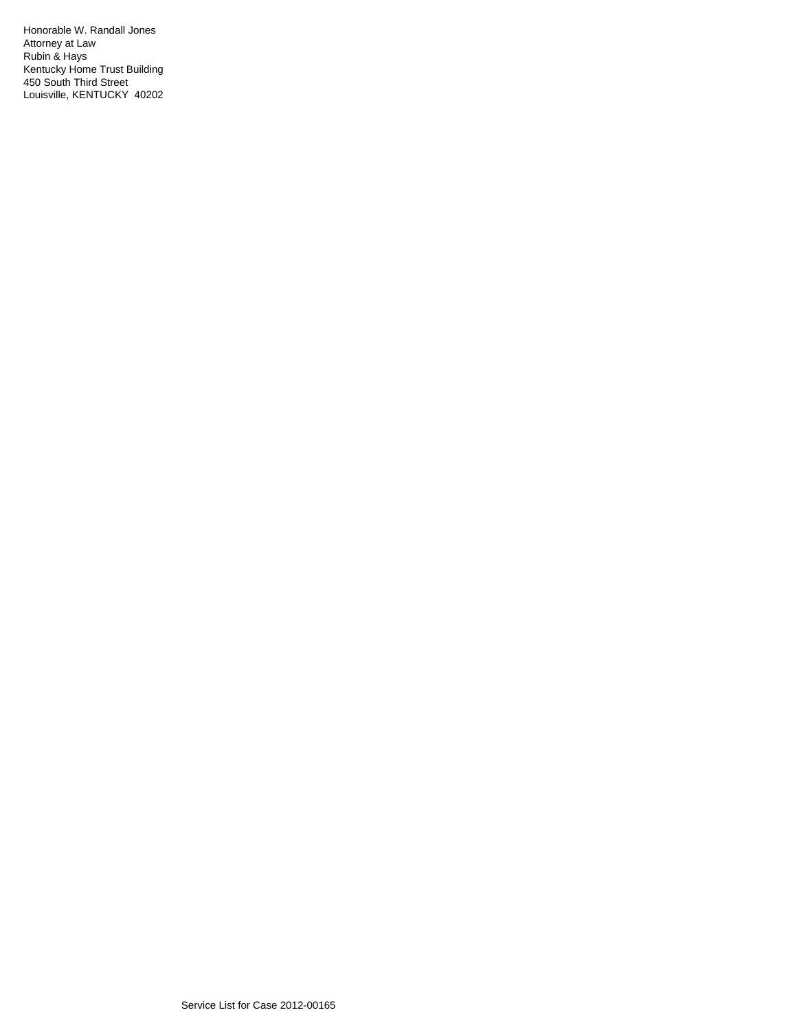Honorable W. Randall Jones
Attorney at Law
Rubin & Hays
Kentucky Home Trust Building
450 South Third Street
Louisville, KENTUCKY  40202

Service List for Case 2012-00165